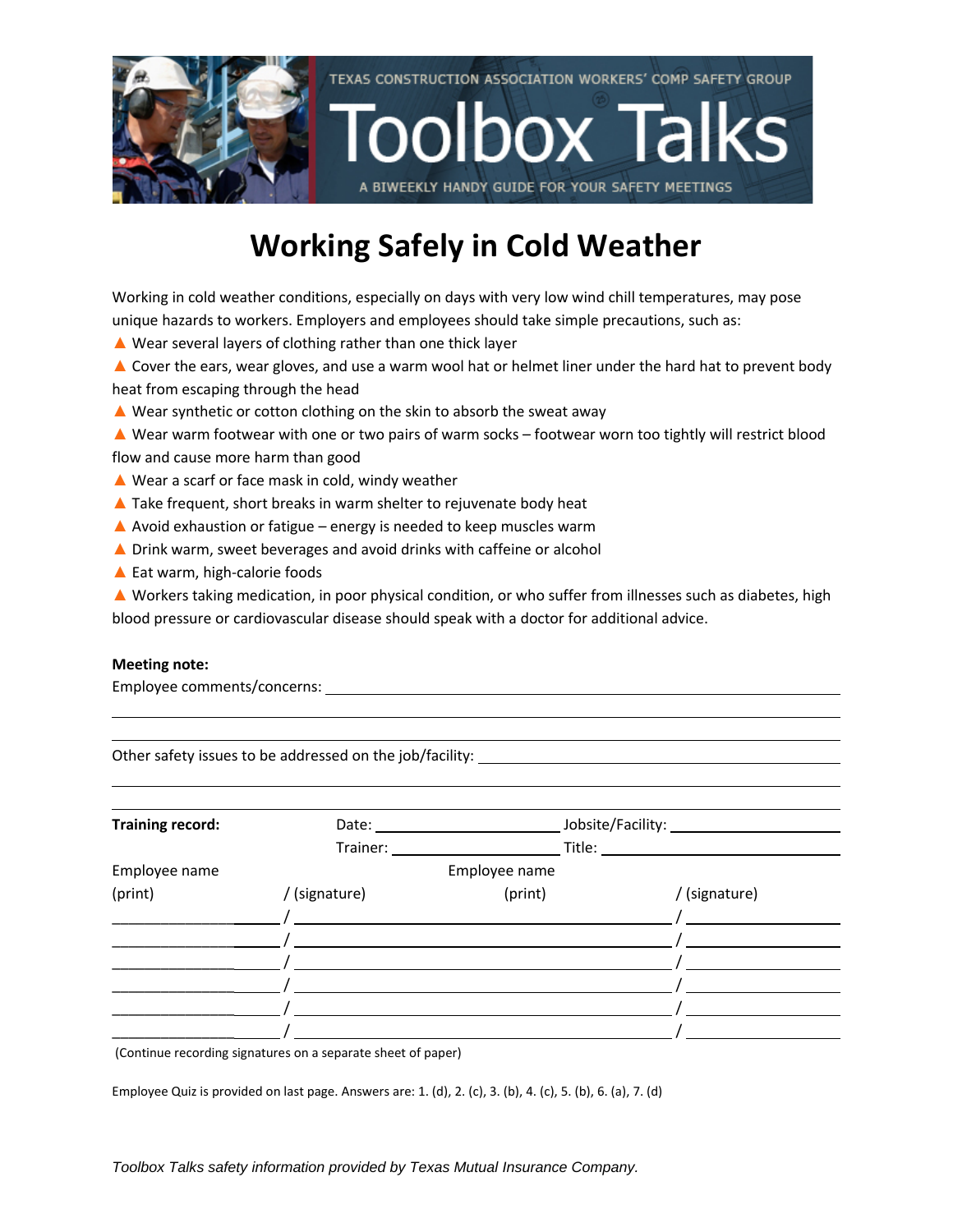TEXAS CONSTRUCTION ASSOCIATION WORKERS' COMP SAFETY GROUP

# Toolbox Talks

A BIWEEKLY HANDY GUIDE FOR YOUR SAFETY MEETINGS

## Working Safely in Cold Weather

Working in cold weather conditions, especially on days with very low wind chill temperatures, may pose unique hazards to workers. Employers and employees should take simple precautions, such as:

- Wear several layers of clothing rather than one thick layer
- Cover the ears, wear gloves, and use a warm wool hat or helmet liner under the hard hat to prevent body heat from escaping through the head
- Wear synthetic or cotton clothing on the skin to absorb the sweat away
- Wear warm footwear with one or two pairs of warm socks – footwear worn too tightly will restrict blood flow and cause more harm than good
- Wear a scarf or face mask in cold, windy weather
- Take frequent, short breaks in warm shelter to rejuvenate body heat
- Avoid exhaustion or fatigue – energy is needed to keep muscles warm
- Drink warm, sweet beverages and avoid drinks with caffeine or alcohol
- Eat warm, high-calorie foods
- Workers taking medication, in poor physical condition, or who suffer from illnesses such as diabetes, high blood pressure or cardiovascular disease should speak with a doctor for additional advice.

**Meeting note:**

Employee comments/concerns: ______________________________________________

______________________________________________

______________________________________________

Other safety issues to be addressed on the job/facility: ______________________________

______________________________________________

**Training record:** Date: ____________ Jobsite/Facility: ____________

Trainer: ____________ Title: ____________

| Employee name (print) | / (signature) | Employee name (print) | / (signature) |
|---|---|---|---|
| | | | |
| | | | |
| | | | |
| | | | |
| | | | |
| | | | |

(Continue recording signatures on a separate sheet of paper)

Employee Quiz is provided on last page. Answers are: 1. (d), 2. (c), 3. (b), 4. (c), 5. (b), 6. (a), 7. (d)

*Toolbox Talks safety information provided by Texas Mutual Insurance Company.*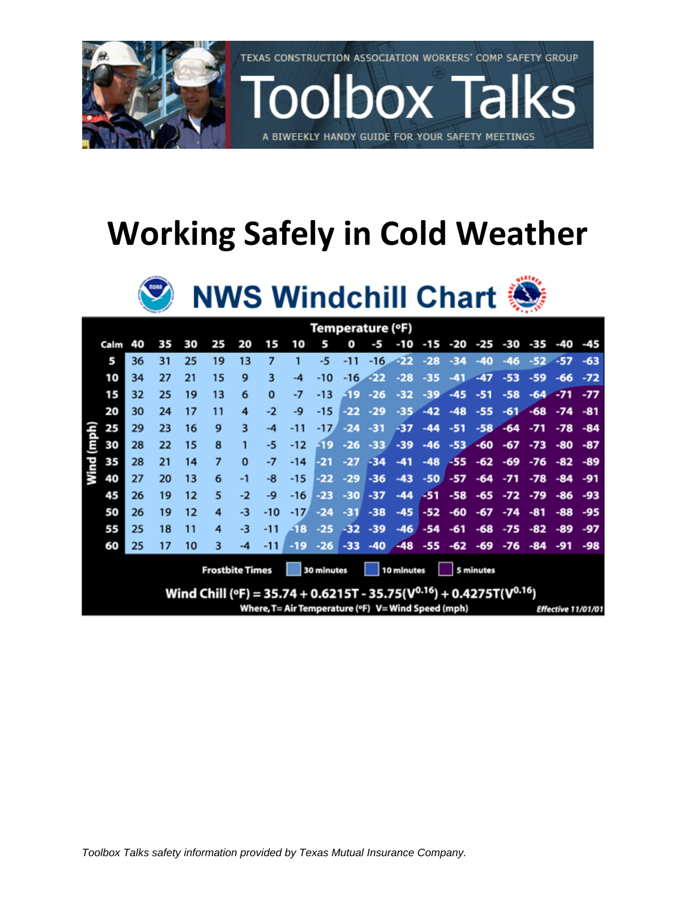# Working Safely in Cold Weather

## NWS Windchill Chart

| Wind (mph) | Temperature (°F) | | | | | | | | | | | | | | | | | |
|---|---|---|---|---|---|---|---|---|---|---|---|---|---|---|---|---|---|---|
| Calm | 40 | 35 | 30 | 25 | 20 | 15 | 10 | 5 | 0 | -5 | -10 | -15 | -20 | -25 | -30 | -35 | -40 | -45 |
| 5 | 36 | 31 | 25 | 19 | 13 | 7 | 1 | -5 | -11 | -16 | -22 | -28 | -34 | -40 | -46 | -52 | -57 | -63 |
| 10 | 34 | 27 | 21 | 15 | 9 | 3 | -4 | -10 | -16 | -22 | -28 | -35 | -41 | -47 | -53 | -59 | -66 | -72 |
| 15 | 32 | 25 | 19 | 13 | 6 | 0 | -7 | -13 | -19 | -26 | -32 | -39 | -45 | -51 | -58 | -64 | -71 | -77 |
| 20 | 30 | 24 | 17 | 11 | 4 | -2 | -9 | -15 | -22 | -29 | -35 | -42 | -48 | -55 | -61 | -68 | -74 | -81 |
| 25 | 29 | 23 | 16 | 9 | 3 | -4 | -11 | -17 | -24 | -31 | -37 | -44 | -51 | -58 | -64 | -71 | -78 | -84 |
| 30 | 28 | 22 | 15 | 8 | 1 | -5 | -12 | -19 | -26 | -33 | -39 | -46 | -53 | -60 | -67 | -73 | -80 | -87 |
| 35 | 28 | 21 | 14 | 7 | 0 | -7 | -14 | -21 | -27 | -34 | -41 | -48 | -55 | -62 | -69 | -76 | -82 | -89 |
| 40 | 27 | 20 | 13 | 6 | -1 | -8 | -15 | -22 | -29 | -36 | -43 | -50 | -57 | -64 | -71 | -78 | -84 | -91 |
| 45 | 26 | 19 | 12 | 5 | -2 | -9 | -16 | -23 | -30 | -37 | -44 | -51 | -58 | -65 | -72 | -79 | -86 | -93 |
| 50 | 26 | 19 | 12 | 4 | -3 | -10 | -17 | -24 | -31 | -38 | -45 | -52 | -60 | -67 | -74 | -81 | -88 | -95 |
| 55 | 25 | 18 | 11 | 4 | -3 | -11 | -18 | -25 | -32 | -39 | -46 | -54 | -61 | -68 | -75 | -82 | -89 | -97 |
| 60 | 25 | 17 | 10 | 3 | -4 | -11 | -19 | -26 | -33 | -40 | -48 | -55 | -62 | -69 | -76 | -84 | -91 | -98 |

Frostbite Times: 30 minutes | 10 minutes | 5 minutes

$$\text{Wind Chill (°F)} = 35.74 + 0.6215T - 35.75(V^{0.16}) + 0.4275T(V^{0.16})$$

Where, T= Air Temperature (°F) V= Wind Speed (mph)

*Effective 11/01/01*

*Toolbox Talks safety information provided by Texas Mutual Insurance Company.*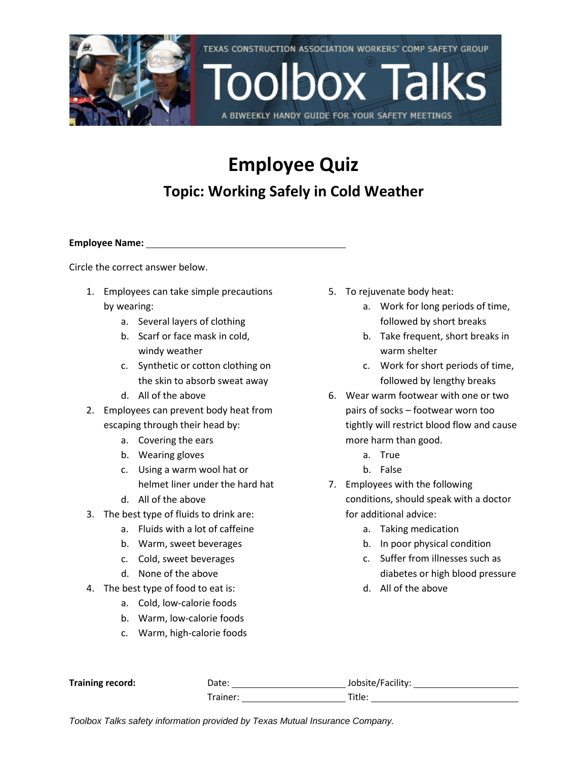TEXAS CONSTRUCTION ASSOCIATION WORKERS' COMP SAFETY GROUP

Toolbox Talks

A BIWEEKLY HANDY GUIDE FOR YOUR SAFETY MEETINGS

# Employee Quiz

## Topic: Working Safely in Cold Weather

**Employee Name:** ______________________________

Circle the correct answer below.

1. Employees can take simple precautions by wearing:
   a. Several layers of clothing
   b. Scarf or face mask in cold, windy weather
   c. Synthetic or cotton clothing on the skin to absorb sweat away
   d. All of the above
2. Employees can prevent body heat from escaping through their head by:
   a. Covering the ears
   b. Wearing gloves
   c. Using a warm wool hat or helmet liner under the hard hat
   d. All of the above
3. The best type of fluids to drink are:
   a. Fluids with a lot of caffeine
   b. Warm, sweet beverages
   c. Cold, sweet beverages
   d. None of the above
4. The best type of food to eat is:
   a. Cold, low-calorie foods
   b. Warm, low-calorie foods
   c. Warm, high-calorie foods
5. To rejuvenate body heat:
   a. Work for long periods of time, followed by short breaks
   b. Take frequent, short breaks in warm shelter
   c. Work for short periods of time, followed by lengthy breaks
6. Wear warm footwear with one or two pairs of socks – footwear worn too tightly will restrict blood flow and cause more harm than good.
   a. True
   b. False
7. Employees with the following conditions, should speak with a doctor for additional advice:
   a. Taking medication
   b. In poor physical condition
   c. Suffer from illnesses such as diabetes or high blood pressure
   d. All of the above

**Training record:** Date: ____________ Jobsite/Facility: ____________

Trainer: ____________ Title: ____________

*Toolbox Talks safety information provided by Texas Mutual Insurance Company.*